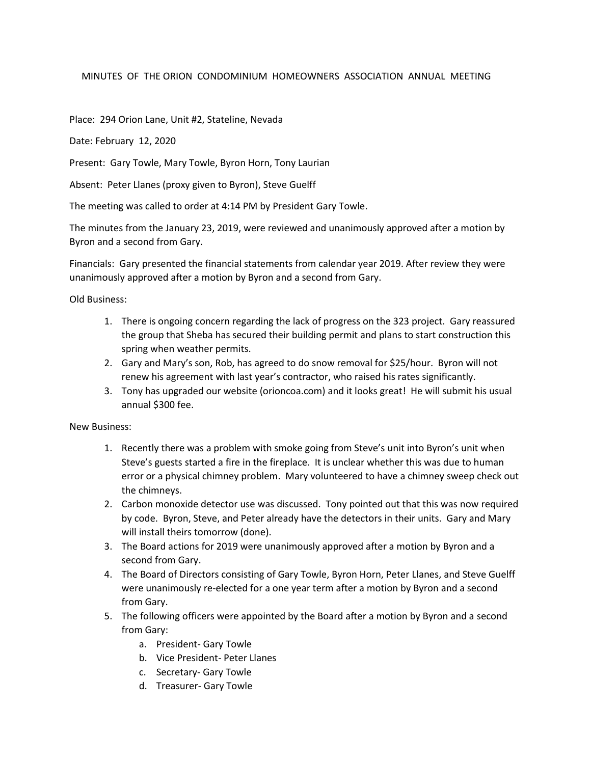# MINUTES OF THE ORION CONDOMINIUM HOMEOWNERS ASSOCIATION ANNUAL MEETING

Place: 294 Orion Lane, Unit #2, Stateline, Nevada

Date: February 12, 2020

Present: Gary Towle, Mary Towle, Byron Horn, Tony Laurian

Absent: Peter Llanes (proxy given to Byron), Steve Guelff

The meeting was called to order at 4:14 PM by President Gary Towle.

The minutes from the January 23, 2019, were reviewed and unanimously approved after a motion by Byron and a second from Gary.

Financials: Gary presented the financial statements from calendar year 2019. After review they were unanimously approved after a motion by Byron and a second from Gary.

Old Business:

1. There is ongoing concern regarding the lack of progress on the 323 project. Gary reassured the group that Sheba has secured their building permit and plans to start construction this spring when weather permits.
2. Gary and Mary's son, Rob, has agreed to do snow removal for $25/hour. Byron will not renew his agreement with last year's contractor, who raised his rates significantly.
3. Tony has upgraded our website (orioncoa.com) and it looks great! He will submit his usual annual $300 fee.

New Business:

1. Recently there was a problem with smoke going from Steve's unit into Byron's unit when Steve's guests started a fire in the fireplace. It is unclear whether this was due to human error or a physical chimney problem. Mary volunteered to have a chimney sweep check out the chimneys.
2. Carbon monoxide detector use was discussed. Tony pointed out that this was now required by code. Byron, Steve, and Peter already have the detectors in their units. Gary and Mary will install theirs tomorrow (done).
3. The Board actions for 2019 were unanimously approved after a motion by Byron and a second from Gary.
4. The Board of Directors consisting of Gary Towle, Byron Horn, Peter Llanes, and Steve Guelff were unanimously re-elected for a one year term after a motion by Byron and a second from Gary.
5. The following officers were appointed by the Board after a motion by Byron and a second from Gary:
   a. President- Gary Towle
   b. Vice President- Peter Llanes
   c. Secretary- Gary Towle
   d. Treasurer- Gary Towle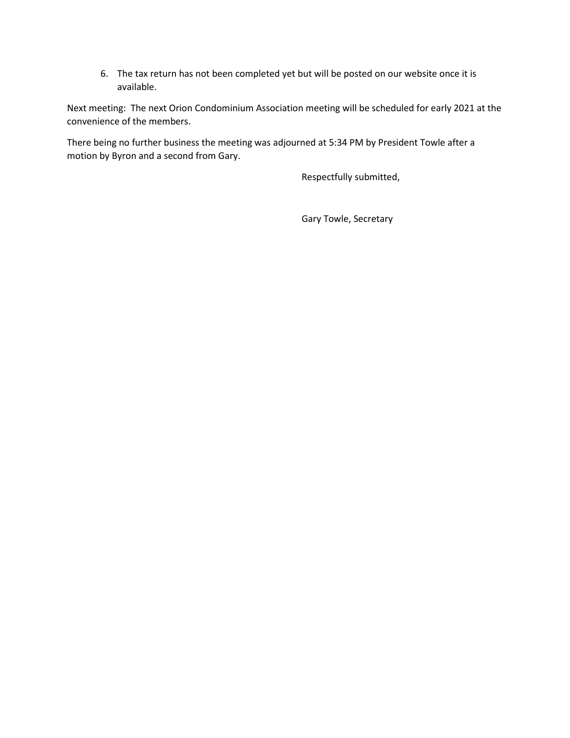6. The tax return has not been completed yet but will be posted on our website once it is available.

Next meeting: The next Orion Condominium Association meeting will be scheduled for early 2021 at the convenience of the members.

There being no further business the meeting was adjourned at 5:34 PM by President Towle after a motion by Byron and a second from Gary.

Respectfully submitted,

Gary Towle, Secretary